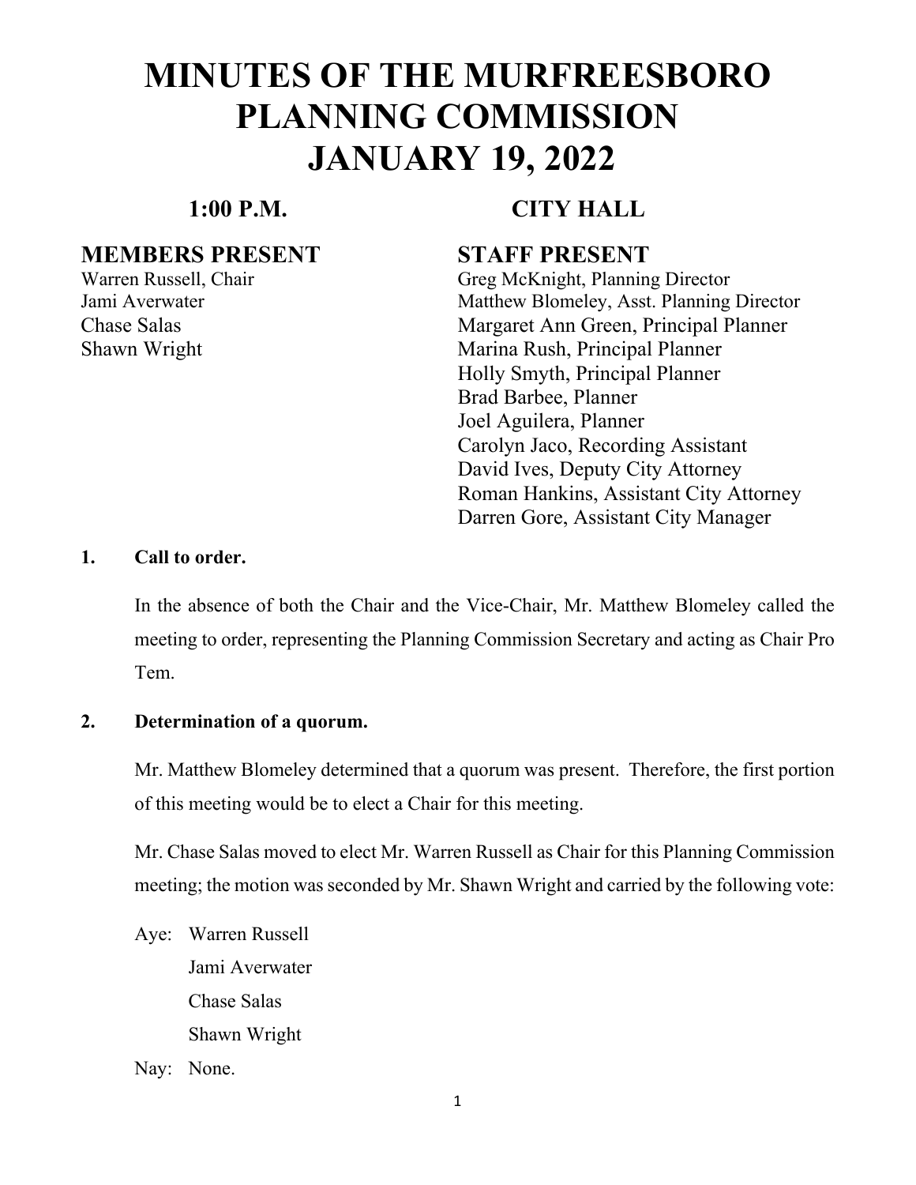# MINUTES OF THE MURFREESBORO PLANNING COMMISSION JANUARY 19, 2022

**1:00 P.M.** **CITY HALL**

## MEMBERS PRESENT

Warren Russell, Chair
Jami Averwater
Chase Salas
Shawn Wright

## STAFF PRESENT

Greg McKnight, Planning Director
Matthew Blomeley, Asst. Planning Director
Margaret Ann Green, Principal Planner
Marina Rush, Principal Planner
Holly Smyth, Principal Planner
Brad Barbee, Planner
Joel Aguilera, Planner
Carolyn Jaco, Recording Assistant
David Ives, Deputy City Attorney
Roman Hankins, Assistant City Attorney
Darren Gore, Assistant City Manager

**1. Call to order.**

In the absence of both the Chair and the Vice-Chair, Mr. Matthew Blomeley called the meeting to order, representing the Planning Commission Secretary and acting as Chair Pro Tem.

**2. Determination of a quorum.**

Mr. Matthew Blomeley determined that a quorum was present. Therefore, the first portion of this meeting would be to elect a Chair for this meeting.

Mr. Chase Salas moved to elect Mr. Warren Russell as Chair for this Planning Commission meeting; the motion was seconded by Mr. Shawn Wright and carried by the following vote:

Aye: Warren Russell
Jami Averwater
Chase Salas
Shawn Wright

Nay: None.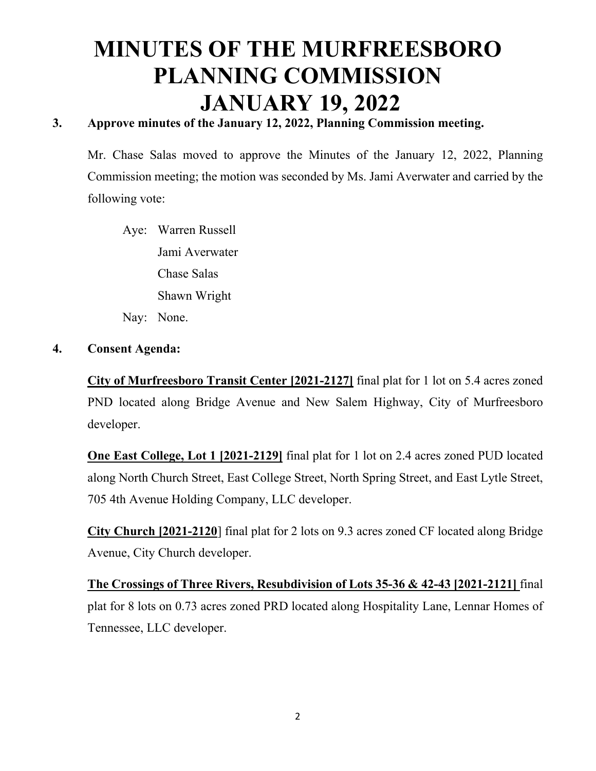# MINUTES OF THE MURFREESBORO PLANNING COMMISSION JANUARY 19, 2022

**3. Approve minutes of the January 12, 2022, Planning Commission meeting.**

Mr. Chase Salas moved to approve the Minutes of the January 12, 2022, Planning Commission meeting; the motion was seconded by Ms. Jami Averwater and carried by the following vote:

Aye: Warren Russell
Jami Averwater
Chase Salas
Shawn Wright

Nay: None.

**4. Consent Agenda:**

**City of Murfreesboro Transit Center [2021-2127]** final plat for 1 lot on 5.4 acres zoned PND located along Bridge Avenue and New Salem Highway, City of Murfreesboro developer.

**One East College, Lot 1 [2021-2129]** final plat for 1 lot on 2.4 acres zoned PUD located along North Church Street, East College Street, North Spring Street, and East Lytle Street, 705 4th Avenue Holding Company, LLC developer.

**City Church [2021-2120**] final plat for 2 lots on 9.3 acres zoned CF located along Bridge Avenue, City Church developer.

**The Crossings of Three Rivers, Resubdivision of Lots 35-36 & 42-43 [2021-2121]** final plat for 8 lots on 0.73 acres zoned PRD located along Hospitality Lane, Lennar Homes of Tennessee, LLC developer.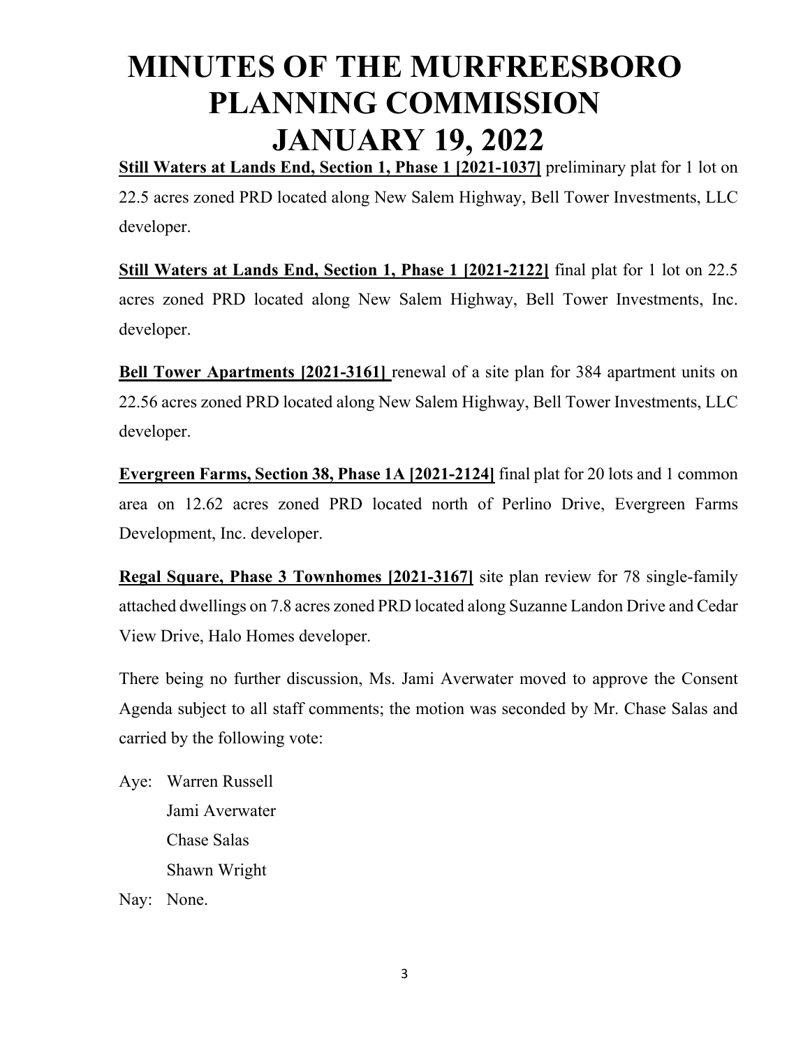# MINUTES OF THE MURFREESBORO PLANNING COMMISSION JANUARY 19, 2022

**Still Waters at Lands End, Section 1, Phase 1 [2021-1037]** preliminary plat for 1 lot on 22.5 acres zoned PRD located along New Salem Highway, Bell Tower Investments, LLC developer.

**Still Waters at Lands End, Section 1, Phase 1 [2021-2122]** final plat for 1 lot on 22.5 acres zoned PRD located along New Salem Highway, Bell Tower Investments, Inc. developer.

**Bell Tower Apartments [2021-3161]** renewal of a site plan for 384 apartment units on 22.56 acres zoned PRD located along New Salem Highway, Bell Tower Investments, LLC developer.

**Evergreen Farms, Section 38, Phase 1A [2021-2124]** final plat for 20 lots and 1 common area on 12.62 acres zoned PRD located north of Perlino Drive, Evergreen Farms Development, Inc. developer.

**Regal Square, Phase 3 Townhomes [2021-3167]** site plan review for 78 single-family attached dwellings on 7.8 acres zoned PRD located along Suzanne Landon Drive and Cedar View Drive, Halo Homes developer.

There being no further discussion, Ms. Jami Averwater moved to approve the Consent Agenda subject to all staff comments; the motion was seconded by Mr. Chase Salas and carried by the following vote:

Aye: Warren Russell
Jami Averwater
Chase Salas
Shawn Wright

Nay: None.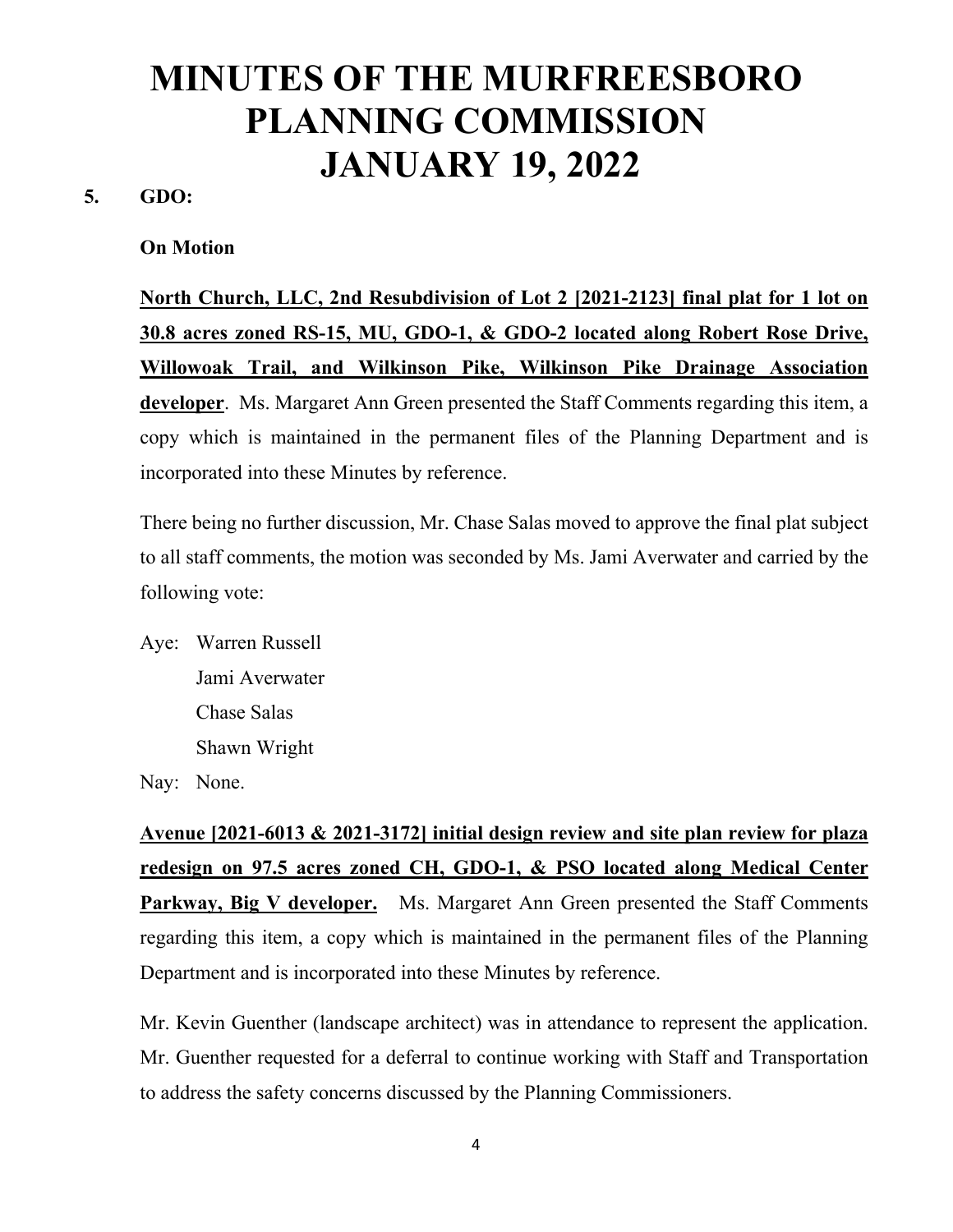# MINUTES OF THE MURFREESBORO PLANNING COMMISSION JANUARY 19, 2022

**5. GDO:**

**On Motion**

**<u>North Church, LLC, 2nd Resubdivision of Lot 2 [2021-2123] final plat for 1 lot on 30.8 acres zoned RS-15, MU, GDO-1, & GDO-2 located along Robert Rose Drive, Willowoak Trail, and Wilkinson Pike, Wilkinson Pike Drainage Association developer</u>**. Ms. Margaret Ann Green presented the Staff Comments regarding this item, a copy which is maintained in the permanent files of the Planning Department and is incorporated into these Minutes by reference.

There being no further discussion, Mr. Chase Salas moved to approve the final plat subject to all staff comments, the motion was seconded by Ms. Jami Averwater and carried by the following vote:

Aye: Warren Russell
Jami Averwater
Chase Salas
Shawn Wright

Nay: None.

**<u>Avenue [2021-6013 & 2021-3172] initial design review and site plan review for plaza redesign on 97.5 acres zoned CH, GDO-1, & PSO located along Medical Center Parkway, Big V developer.</u>** Ms. Margaret Ann Green presented the Staff Comments regarding this item, a copy which is maintained in the permanent files of the Planning Department and is incorporated into these Minutes by reference.

Mr. Kevin Guenther (landscape architect) was in attendance to represent the application. Mr. Guenther requested for a deferral to continue working with Staff and Transportation to address the safety concerns discussed by the Planning Commissioners.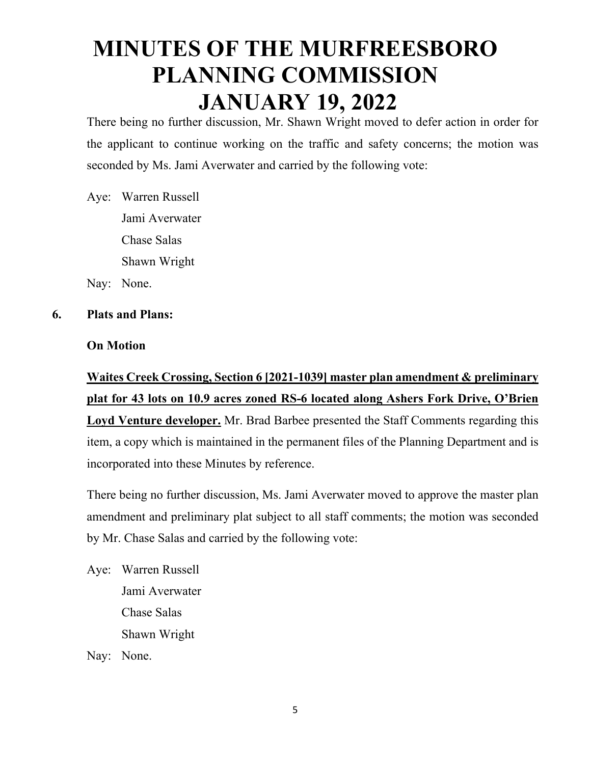There being no further discussion, Mr. Shawn Wright moved to defer action in order for the applicant to continue working on the traffic and safety concerns; the motion was seconded by Ms. Jami Averwater and carried by the following vote:

Aye: Warren Russell
Jami Averwater
Chase Salas
Shawn Wright

Nay: None.

**6. Plats and Plans:**

**On Motion**

**<u>Waites Creek Crossing, Section 6 [2021-1039] master plan amendment & preliminary plat for 43 lots on 10.9 acres zoned RS-6 located along Ashers Fork Drive, O'Brien Loyd Venture developer.</u>** Mr. Brad Barbee presented the Staff Comments regarding this item, a copy which is maintained in the permanent files of the Planning Department and is incorporated into these Minutes by reference.

There being no further discussion, Ms. Jami Averwater moved to approve the master plan amendment and preliminary plat subject to all staff comments; the motion was seconded by Mr. Chase Salas and carried by the following vote:

Aye: Warren Russell
Jami Averwater
Chase Salas
Shawn Wright

Nay: None.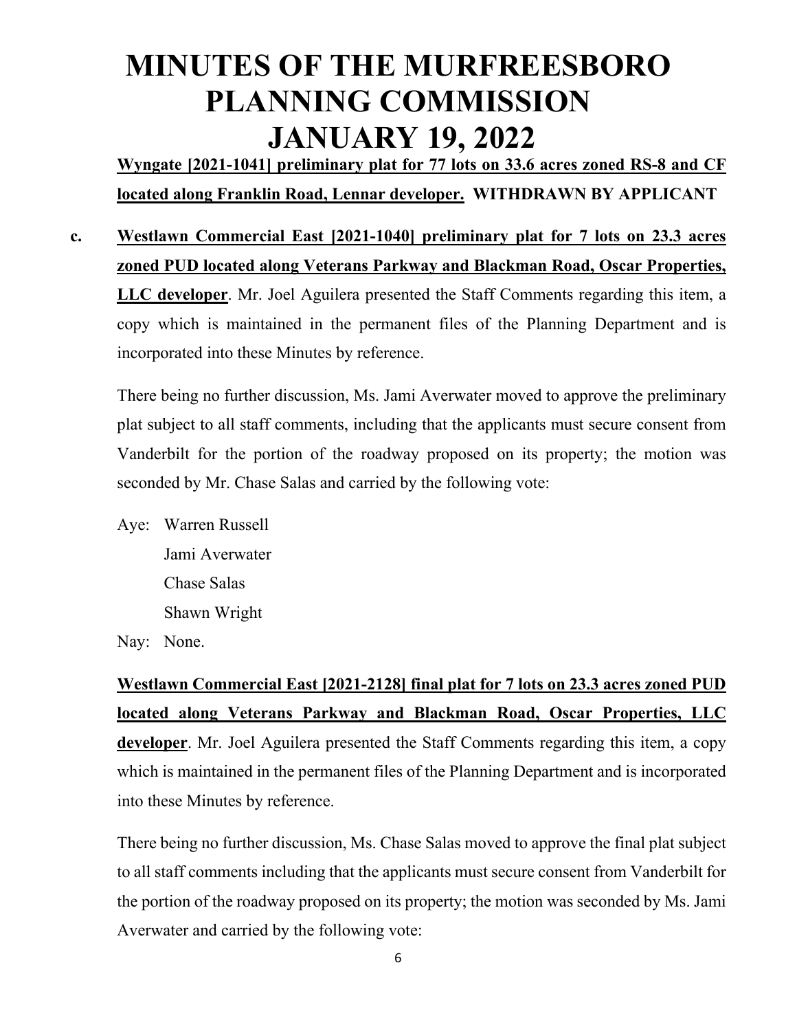# MINUTES OF THE MURFREESBORO PLANNING COMMISSION JANUARY 19, 2022

**<u>Wyngate [2021-1041] preliminary plat for 77 lots on 33.6 acres zoned RS-8 and CF located along Franklin Road, Lennar developer.</u> WITHDRAWN BY APPLICANT**

**c. <u>Westlawn Commercial East [2021-1040] preliminary plat for 7 lots on 23.3 acres zoned PUD located along Veterans Parkway and Blackman Road, Oscar Properties, LLC developer</u>**. Mr. Joel Aguilera presented the Staff Comments regarding this item, a copy which is maintained in the permanent files of the Planning Department and is incorporated into these Minutes by reference.

There being no further discussion, Ms. Jami Averwater moved to approve the preliminary plat subject to all staff comments, including that the applicants must secure consent from Vanderbilt for the portion of the roadway proposed on its property; the motion was seconded by Mr. Chase Salas and carried by the following vote:

Aye: Warren Russell
Jami Averwater
Chase Salas
Shawn Wright

Nay: None.

**<u>Westlawn Commercial East [2021-2128] final plat for 7 lots on 23.3 acres zoned PUD located along Veterans Parkway and Blackman Road, Oscar Properties, LLC developer</u>**. Mr. Joel Aguilera presented the Staff Comments regarding this item, a copy which is maintained in the permanent files of the Planning Department and is incorporated into these Minutes by reference.

There being no further discussion, Ms. Chase Salas moved to approve the final plat subject to all staff comments including that the applicants must secure consent from Vanderbilt for the portion of the roadway proposed on its property; the motion was seconded by Ms. Jami Averwater and carried by the following vote: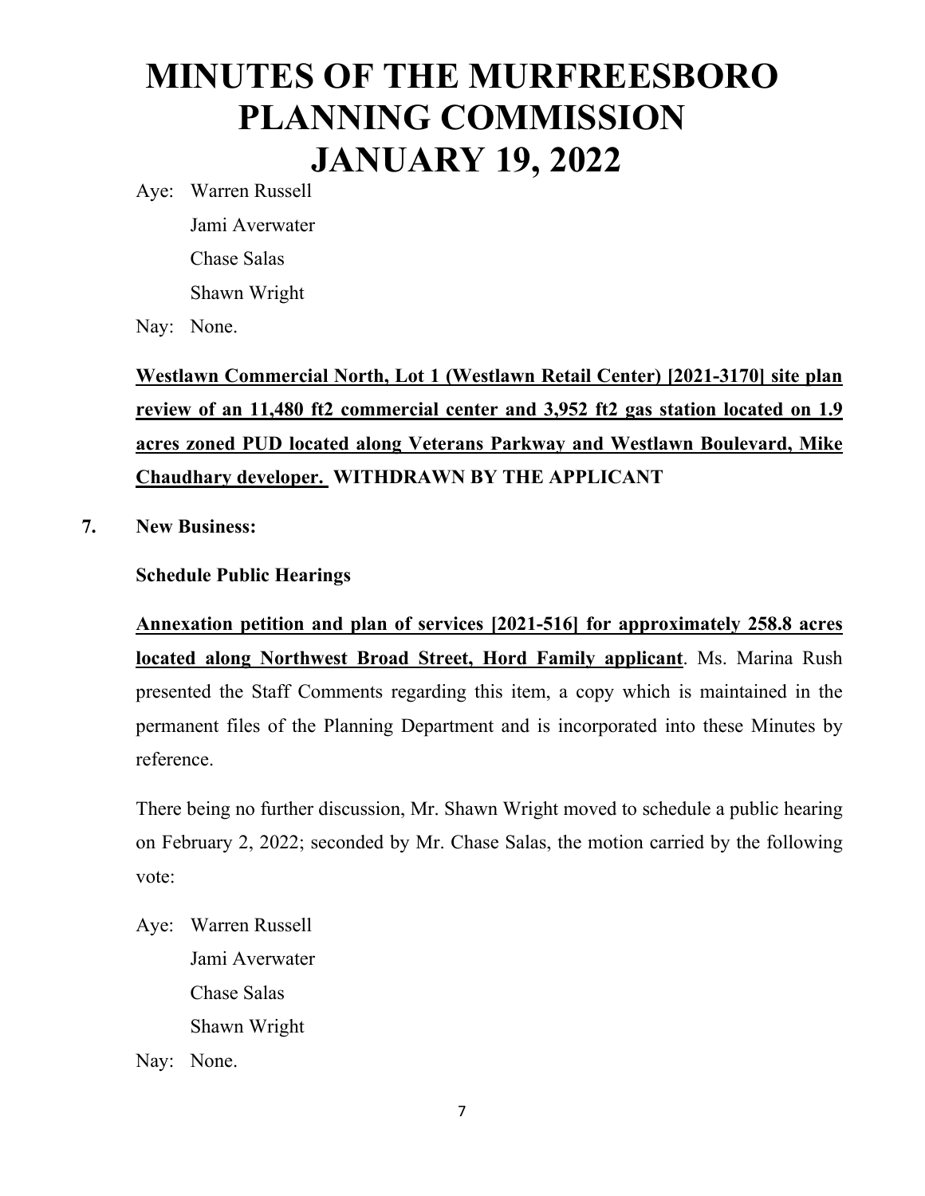# MINUTES OF THE MURFREESBORO PLANNING COMMISSION JANUARY 19, 2022

Aye: Warren Russell

Jami Averwater

Chase Salas

Shawn Wright

Nay: None.

**Westlawn Commercial North, Lot 1 (Westlawn Retail Center) [2021-3170] site plan review of an 11,480 ft2 commercial center and 3,952 ft2 gas station located on 1.9 acres zoned PUD located along Veterans Parkway and Westlawn Boulevard, Mike Chaudhary developer. WITHDRAWN BY THE APPLICANT**

**7. New Business:**

**Schedule Public Hearings**

**Annexation petition and plan of services [2021-516] for approximately 258.8 acres located along Northwest Broad Street, Hord Family applicant**. Ms. Marina Rush presented the Staff Comments regarding this item, a copy which is maintained in the permanent files of the Planning Department and is incorporated into these Minutes by reference.

There being no further discussion, Mr. Shawn Wright moved to schedule a public hearing on February 2, 2022; seconded by Mr. Chase Salas, the motion carried by the following vote:

Aye: Warren Russell

Jami Averwater

Chase Salas

Shawn Wright

Nay: None.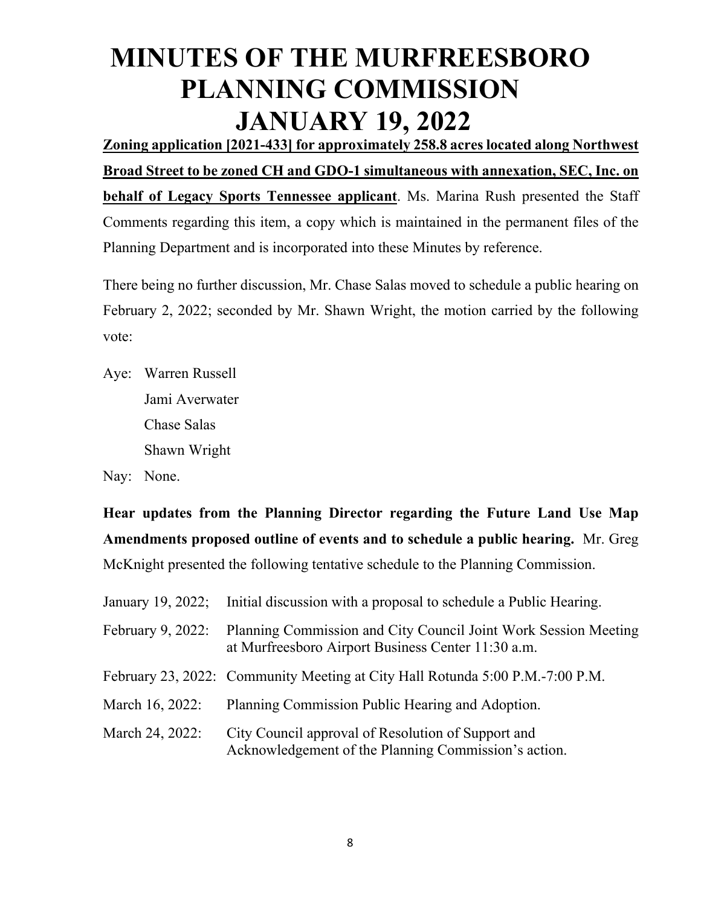# MINUTES OF THE MURFREESBORO PLANNING COMMISSION JANUARY 19, 2022

**Zoning application [2021-433] for approximately 258.8 acres located along Northwest Broad Street to be zoned CH and GDO-1 simultaneous with annexation, SEC, Inc. on behalf of Legacy Sports Tennessee applicant**. Ms. Marina Rush presented the Staff Comments regarding this item, a copy which is maintained in the permanent files of the Planning Department and is incorporated into these Minutes by reference.

There being no further discussion, Mr. Chase Salas moved to schedule a public hearing on February 2, 2022; seconded by Mr. Shawn Wright, the motion carried by the following vote:

Aye: Warren Russell
Jami Averwater
Chase Salas
Shawn Wright

Nay: None.

**Hear updates from the Planning Director regarding the Future Land Use Map Amendments proposed outline of events and to schedule a public hearing.** Mr. Greg McKnight presented the following tentative schedule to the Planning Commission.

| | |
|---|---|
| January 19, 2022; | Initial discussion with a proposal to schedule a Public Hearing. |
| February 9, 2022: | Planning Commission and City Council Joint Work Session Meeting at Murfreesboro Airport Business Center 11:30 a.m. |
| February 23, 2022: | Community Meeting at City Hall Rotunda 5:00 P.M.-7:00 P.M. |
| March 16, 2022: | Planning Commission Public Hearing and Adoption. |
| March 24, 2022: | City Council approval of Resolution of Support and Acknowledgement of the Planning Commission's action. |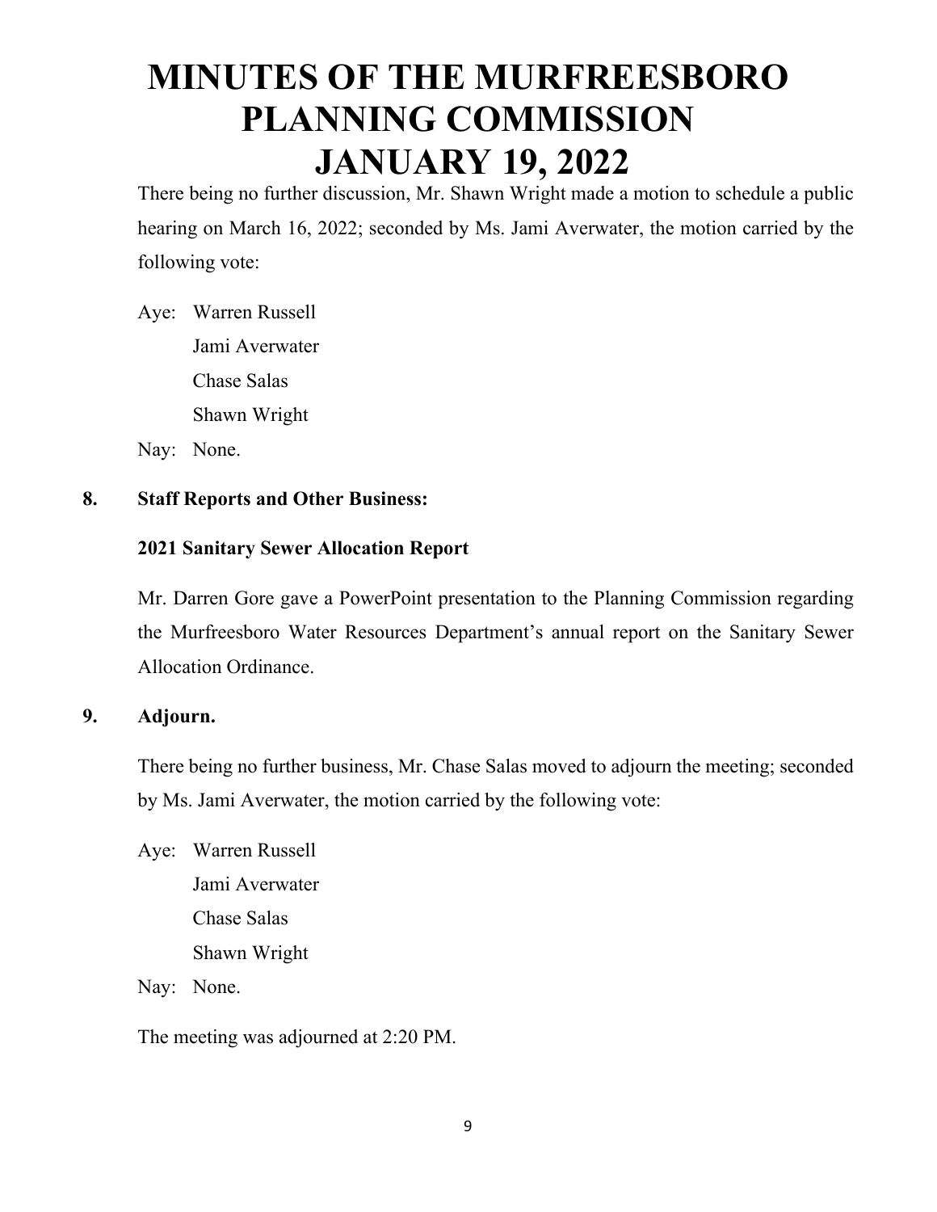# MINUTES OF THE MURFREESBORO PLANNING COMMISSION JANUARY 19, 2022

There being no further discussion, Mr. Shawn Wright made a motion to schedule a public hearing on March 16, 2022; seconded by Ms. Jami Averwater, the motion carried by the following vote:

Aye: Warren Russell
Jami Averwater
Chase Salas
Shawn Wright

Nay: None.

**8. Staff Reports and Other Business:**

**2021 Sanitary Sewer Allocation Report**

Mr. Darren Gore gave a PowerPoint presentation to the Planning Commission regarding the Murfreesboro Water Resources Department's annual report on the Sanitary Sewer Allocation Ordinance.

**9. Adjourn.**

There being no further business, Mr. Chase Salas moved to adjourn the meeting; seconded by Ms. Jami Averwater, the motion carried by the following vote:

Aye: Warren Russell
Jami Averwater
Chase Salas
Shawn Wright

Nay: None.

The meeting was adjourned at 2:20 PM.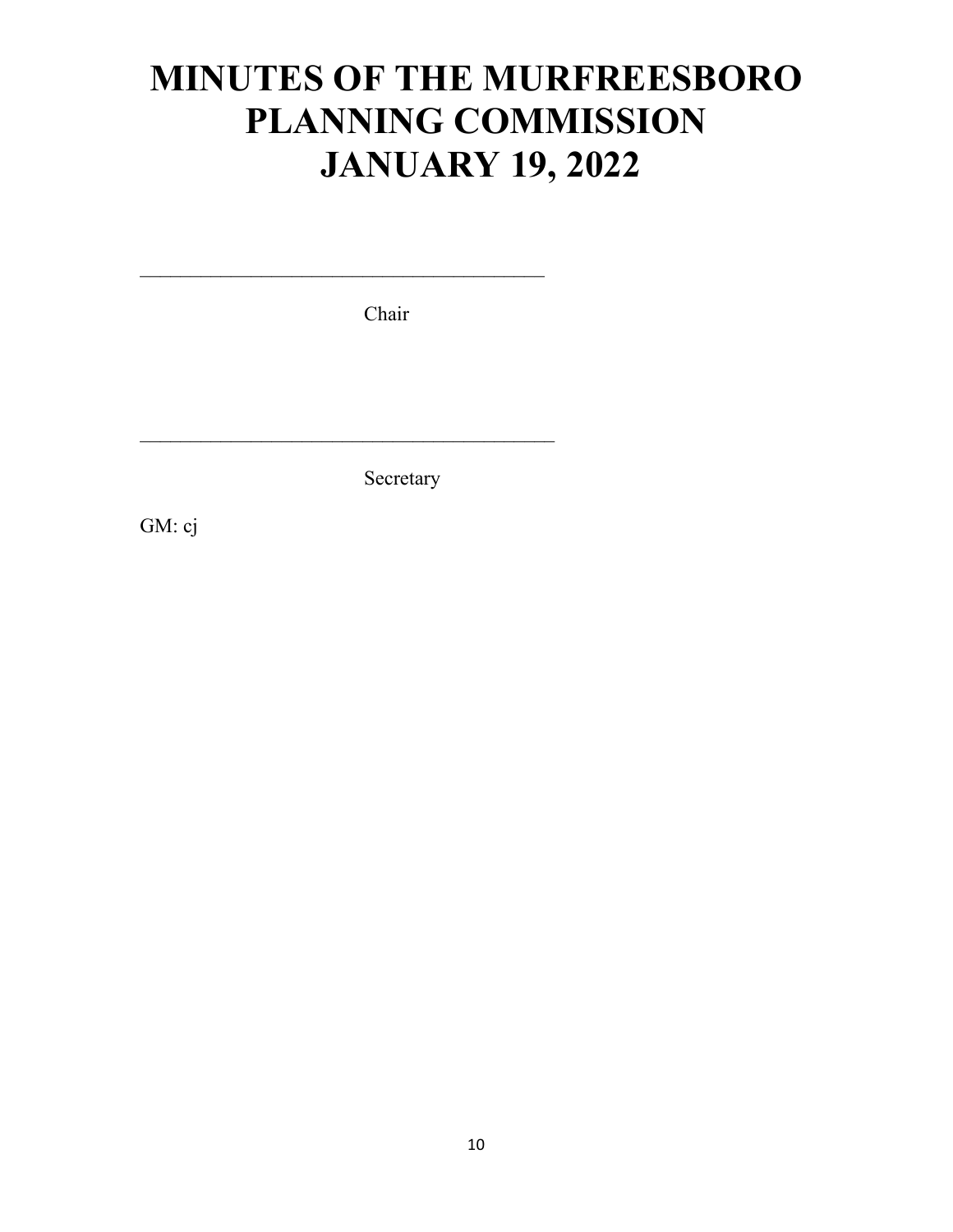# MINUTES OF THE MURFREESBORO PLANNING COMMISSION JANUARY 19, 2022

\_\_\_\_\_\_\_\_\_\_\_\_\_\_\_\_\_\_\_\_\_\_\_\_\_\_\_\_\_\_\_\_\_\_\_\_\_\_\_\_

Chair

\_\_\_\_\_\_\_\_\_\_\_\_\_\_\_\_\_\_\_\_\_\_\_\_\_\_\_\_\_\_\_\_\_\_\_\_\_\_\_\_

Secretary

GM: cj